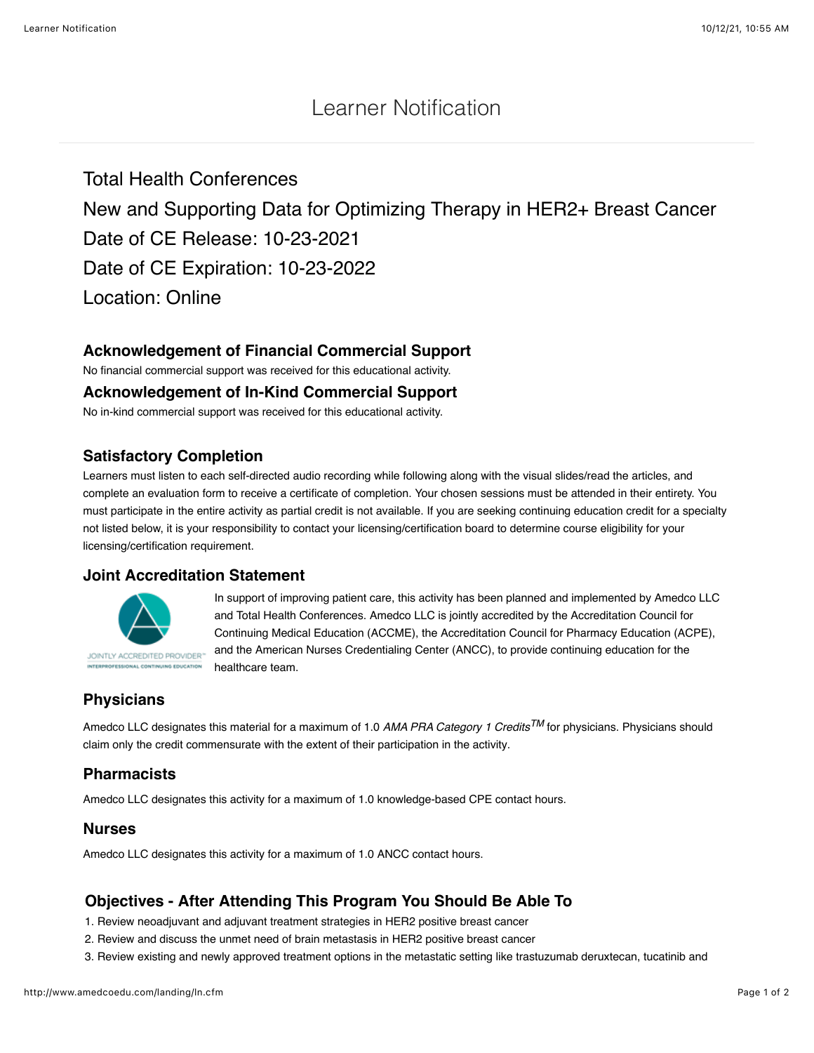# Learner Notification

Total Health Conferences

New and Supporting Data for Optimizing Therapy in HER2+ Breast Cancer

Date of CE Release: 10-23-2021

Date of CE Expiration: 10-23-2022

Location: Online

### Acknowledgement of Financial Commercial Support

No financial commercial support was received for this educational activity.

### Acknowledgement of In-Kind Commercial Support

No in-kind commercial support was received for this educational activity.

### Satisfactory Completion

Learners must listen to each self-directed audio recording while following along with the visual slides/read the articles, and complete an evaluation form to receive a certificate of completion. Your chosen sessions must be attended in their entirety. You must participate in the entire activity as partial credit is not available. If you are seeking continuing education credit for a specialty not listed below, it is your responsibility to contact your licensing/certification board to determine course eligibility for your licensing/certification requirement.

### Joint Accreditation Statement

JOINTLY ACCREDITED PROVIDER™
INTERPROFESSIONAL CONTINUING EDUCATION

In support of improving patient care, this activity has been planned and implemented by Amedco LLC and Total Health Conferences. Amedco LLC is jointly accredited by the Accreditation Council for Continuing Medical Education (ACCME), the Accreditation Council for Pharmacy Education (ACPE), and the American Nurses Credentialing Center (ANCC), to provide continuing education for the healthcare team.

### Physicians

Amedco LLC designates this material for a maximum of 1.0 *AMA PRA Category 1 Credits*™ for physicians. Physicians should claim only the credit commensurate with the extent of their participation in the activity.

### Pharmacists

Amedco LLC designates this activity for a maximum of 1.0 knowledge-based CPE contact hours.

### Nurses

Amedco LLC designates this activity for a maximum of 1.0 ANCC contact hours.

### Objectives - After Attending This Program You Should Be Able To

1. Review neoadjuvant and adjuvant treatment strategies in HER2 positive breast cancer
2. Review and discuss the unmet need of brain metastasis in HER2 positive breast cancer
3. Review existing and newly approved treatment options in the metastatic setting like trastuzumab deruxtecan, tucatinib and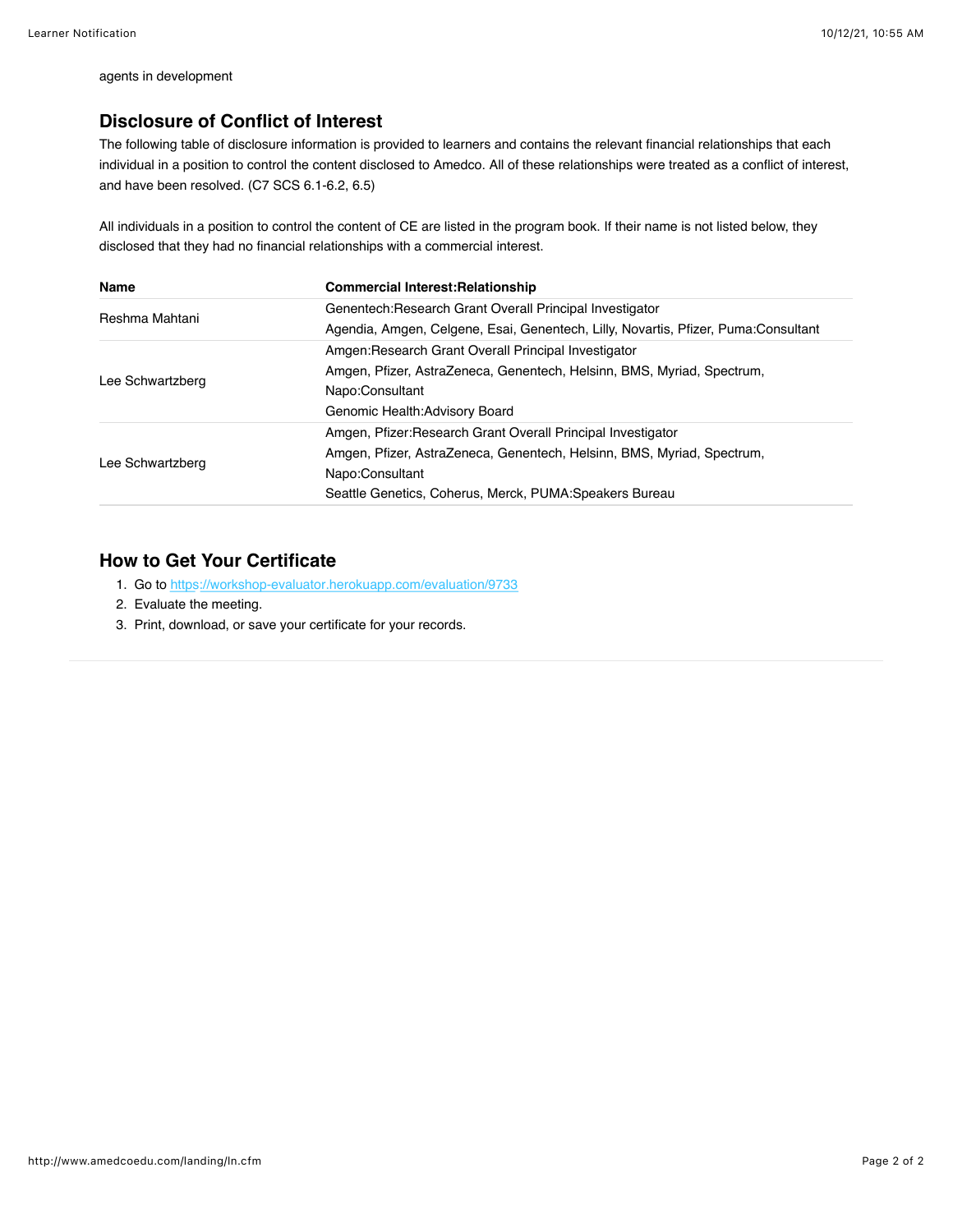agents in development

## Disclosure of Conflict of Interest

The following table of disclosure information is provided to learners and contains the relevant financial relationships that each individual in a position to control the content disclosed to Amedco. All of these relationships were treated as a conflict of interest, and have been resolved. (C7 SCS 6.1-6.2, 6.5)

All individuals in a position to control the content of CE are listed in the program book. If their name is not listed below, they disclosed that they had no financial relationships with a commercial interest.

| Name | Commercial Interest:Relationship |
|---|---|
| Reshma Mahtani | Genentech:Research Grant Overall Principal Investigator<br>Agendia, Amgen, Celgene, Esai, Genentech, Lilly, Novartis, Pfizer, Puma:Consultant |
| Lee Schwartzberg | Amgen:Research Grant Overall Principal Investigator<br>Amgen, Pfizer, AstraZeneca, Genentech, Helsinn, BMS, Myriad, Spectrum, Napo:Consultant<br>Genomic Health:Advisory Board |
| Lee Schwartzberg | Amgen, Pfizer:Research Grant Overall Principal Investigator<br>Amgen, Pfizer, AstraZeneca, Genentech, Helsinn, BMS, Myriad, Spectrum, Napo:Consultant<br>Seattle Genetics, Coherus, Merck, PUMA:Speakers Bureau |

## How to Get Your Certificate

1. Go to https://workshop-evaluator.herokuapp.com/evaluation/9733
2. Evaluate the meeting.
3. Print, download, or save your certificate for your records.